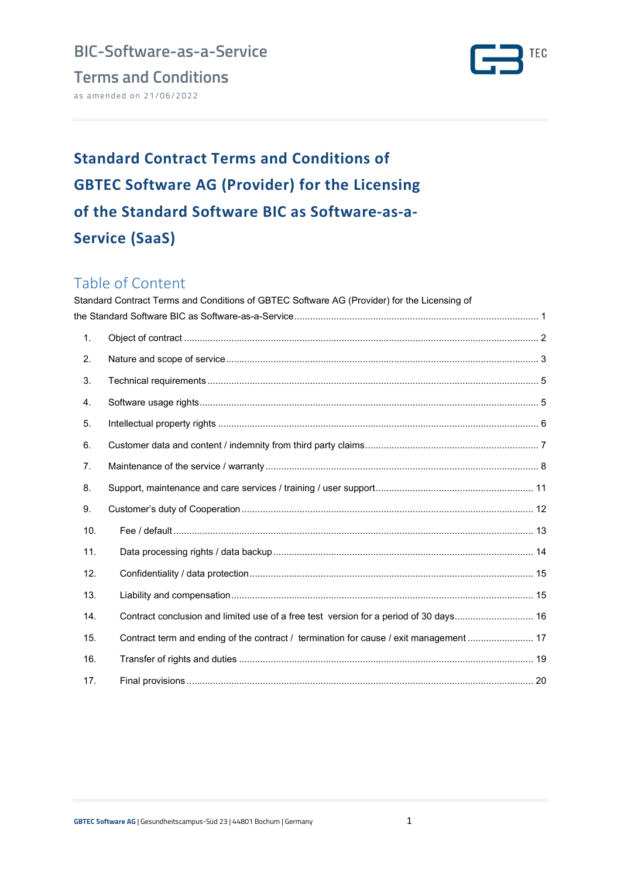BIC-Software-as-a-Service

Terms and Conditions

as amended on 21/06/2022

# Standard Contract Terms and Conditions of GBTEC Software AG (Provider) for the Licensing of the Standard Software BIC as Software-as-a-Service (SaaS)

## Table of Content

Standard Contract Terms and Conditions of GBTEC Software AG (Provider) for the Licensing of the Standard Software BIC as Software-as-a-Service ........ 1

1. Object of contract ........ 2
2. Nature and scope of service ........ 3
3. Technical requirements ........ 5
4. Software usage rights ........ 5
5. Intellectual property rights ........ 6
6. Customer data and content / indemnity from third party claims ........ 7
7. Maintenance of the service / warranty ........ 8
8. Support, maintenance and care services / training / user support ........ 11
9. Customer's duty of Cooperation ........ 12
10. Fee / default ........ 13
11. Data processing rights / data backup ........ 14
12. Confidentiality / data protection ........ 15
13. Liability and compensation ........ 15
14. Contract conclusion and limited use of a free test version for a period of 30 days ........ 16
15. Contract term and ending of the contract / termination for cause / exit management ........ 17
16. Transfer of rights and duties ........ 19
17. Final provisions ........ 20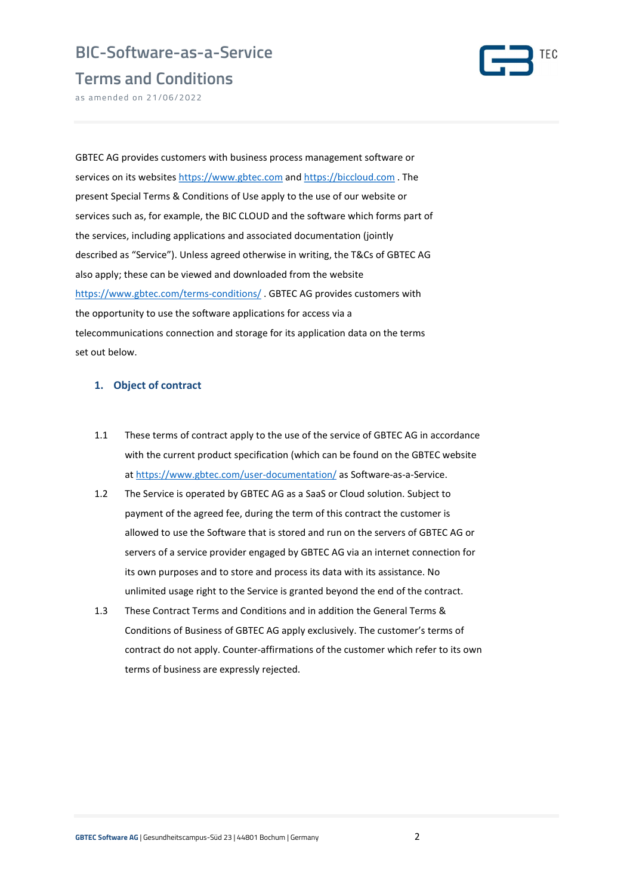# BIC-Software-as-a-Service Terms and Conditions

as amended on 21/06/2022

GBTEC AG provides customers with business process management software or services on its websites https://www.gbtec.com and https://biccloud.com . The present Special Terms & Conditions of Use apply to the use of our website or services such as, for example, the BIC CLOUD and the software which forms part of the services, including applications and associated documentation (jointly described as "Service"). Unless agreed otherwise in writing, the T&Cs of GBTEC AG also apply; these can be viewed and downloaded from the website https://www.gbtec.com/terms-conditions/ . GBTEC AG provides customers with the opportunity to use the software applications for access via a telecommunications connection and storage for its application data on the terms set out below.

## 1. Object of contract

1.1 These terms of contract apply to the use of the service of GBTEC AG in accordance with the current product specification (which can be found on the GBTEC website at https://www.gbtec.com/user-documentation/ as Software-as-a-Service.

1.2 The Service is operated by GBTEC AG as a SaaS or Cloud solution. Subject to payment of the agreed fee, during the term of this contract the customer is allowed to use the Software that is stored and run on the servers of GBTEC AG or servers of a service provider engaged by GBTEC AG via an internet connection for its own purposes and to store and process its data with its assistance. No unlimited usage right to the Service is granted beyond the end of the contract.

1.3 These Contract Terms and Conditions and in addition the General Terms & Conditions of Business of GBTEC AG apply exclusively. The customer's terms of contract do not apply. Counter-affirmations of the customer which refer to its own terms of business are expressly rejected.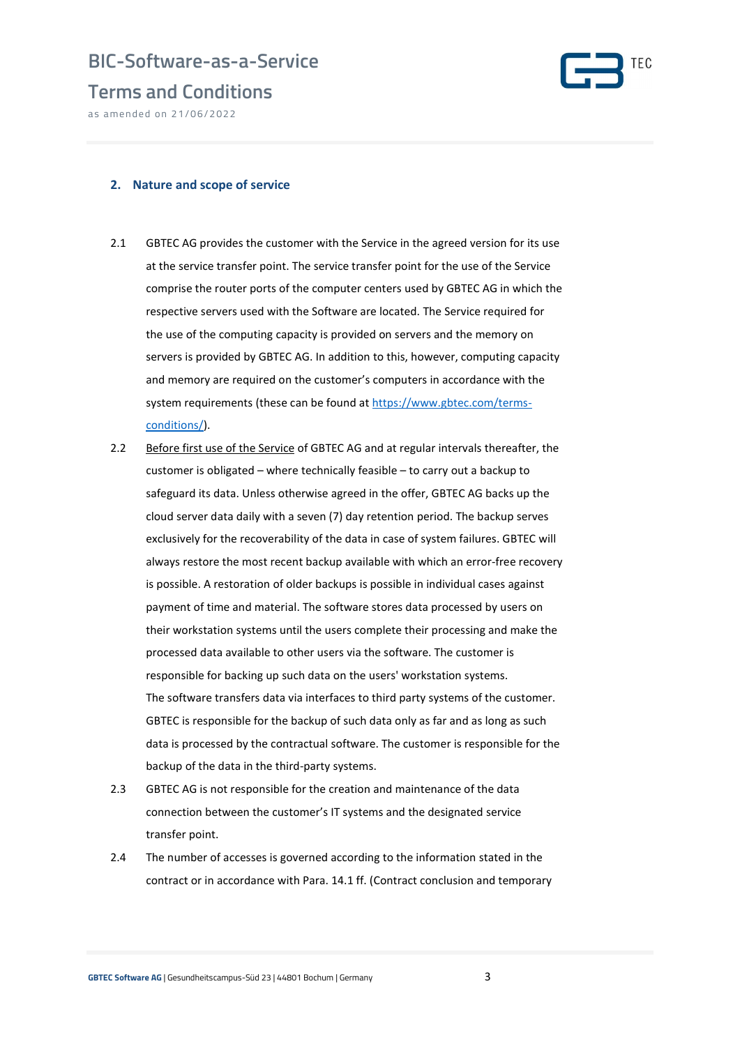## 2. Nature and scope of service

2.1 GBTEC AG provides the customer with the Service in the agreed version for its use at the service transfer point. The service transfer point for the use of the Service comprise the router ports of the computer centers used by GBTEC AG in which the respective servers used with the Software are located. The Service required for the use of the computing capacity is provided on servers and the memory on servers is provided by GBTEC AG. In addition to this, however, computing capacity and memory are required on the customer's computers in accordance with the system requirements (these can be found at [https://www.gbtec.com/terms-conditions/](https://www.gbtec.com/terms-conditions/)).

2.2 Before first use of the Service of GBTEC AG and at regular intervals thereafter, the customer is obligated – where technically feasible – to carry out a backup to safeguard its data. Unless otherwise agreed in the offer, GBTEC AG backs up the cloud server data daily with a seven (7) day retention period. The backup serves exclusively for the recoverability of the data in case of system failures. GBTEC will always restore the most recent backup available with which an error-free recovery is possible. A restoration of older backups is possible in individual cases against payment of time and material. The software stores data processed by users on their workstation systems until the users complete their processing and make the processed data available to other users via the software. The customer is responsible for backing up such data on the users' workstation systems.
The software transfers data via interfaces to third party systems of the customer. GBTEC is responsible for the backup of such data only as far and as long as such data is processed by the contractual software. The customer is responsible for the backup of the data in the third-party systems.

2.3 GBTEC AG is not responsible for the creation and maintenance of the data connection between the customer's IT systems and the designated service transfer point.

2.4 The number of accesses is governed according to the information stated in the contract or in accordance with Para. 14.1 ff. (Contract conclusion and temporary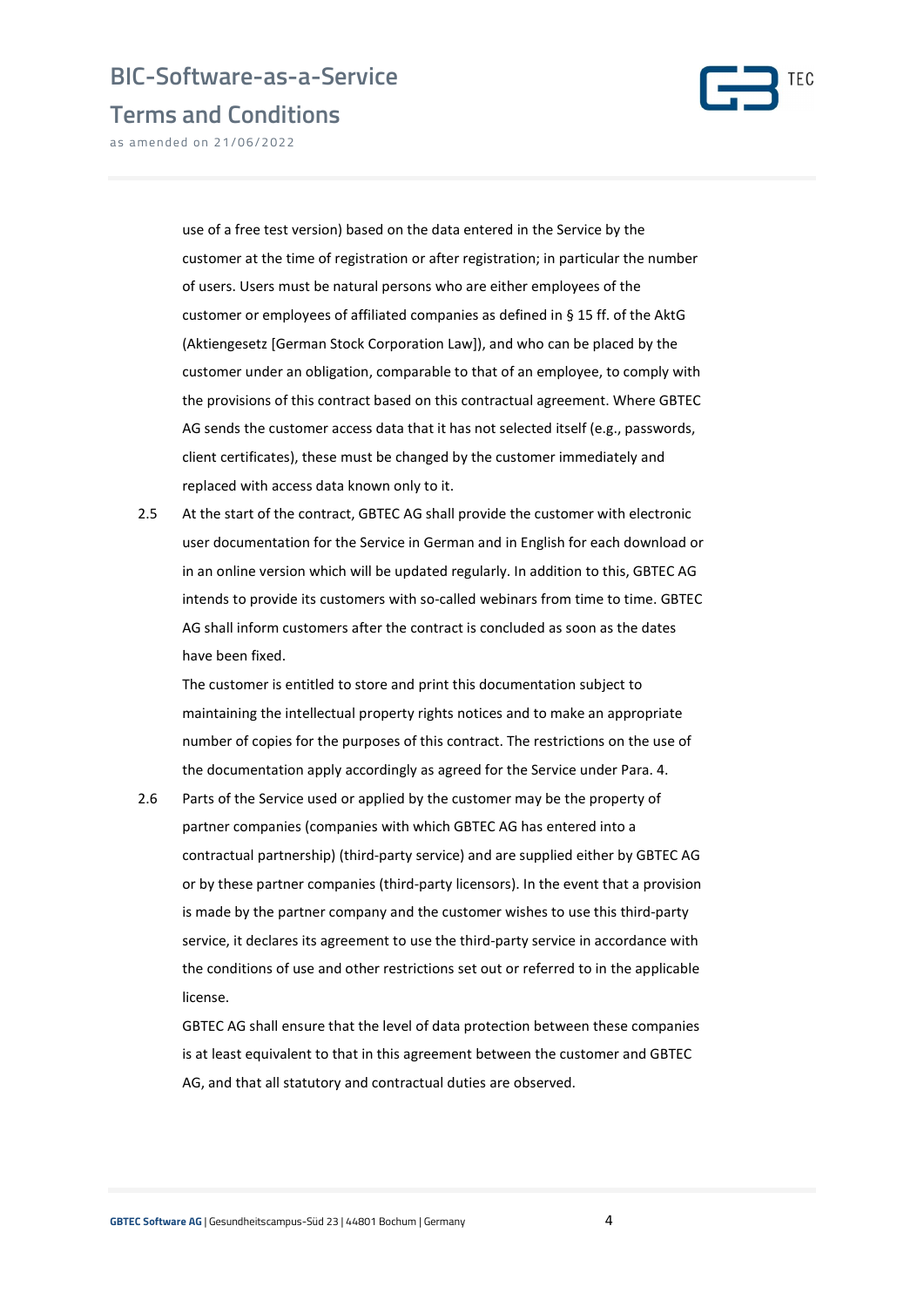use of a free test version) based on the data entered in the Service by the customer at the time of registration or after registration; in particular the number of users. Users must be natural persons who are either employees of the customer or employees of affiliated companies as defined in § 15 ff. of the AktG (Aktiengesetz [German Stock Corporation Law]), and who can be placed by the customer under an obligation, comparable to that of an employee, to comply with the provisions of this contract based on this contractual agreement. Where GBTEC AG sends the customer access data that it has not selected itself (e.g., passwords, client certificates), these must be changed by the customer immediately and replaced with access data known only to it.

2.5 At the start of the contract, GBTEC AG shall provide the customer with electronic user documentation for the Service in German and in English for each download or in an online version which will be updated regularly. In addition to this, GBTEC AG intends to provide its customers with so-called webinars from time to time. GBTEC AG shall inform customers after the contract is concluded as soon as the dates have been fixed.

The customer is entitled to store and print this documentation subject to maintaining the intellectual property rights notices and to make an appropriate number of copies for the purposes of this contract. The restrictions on the use of the documentation apply accordingly as agreed for the Service under Para. 4.

2.6 Parts of the Service used or applied by the customer may be the property of partner companies (companies with which GBTEC AG has entered into a contractual partnership) (third-party service) and are supplied either by GBTEC AG or by these partner companies (third-party licensors). In the event that a provision is made by the partner company and the customer wishes to use this third-party service, it declares its agreement to use the third-party service in accordance with the conditions of use and other restrictions set out or referred to in the applicable license.

GBTEC AG shall ensure that the level of data protection between these companies is at least equivalent to that in this agreement between the customer and GBTEC AG, and that all statutory and contractual duties are observed.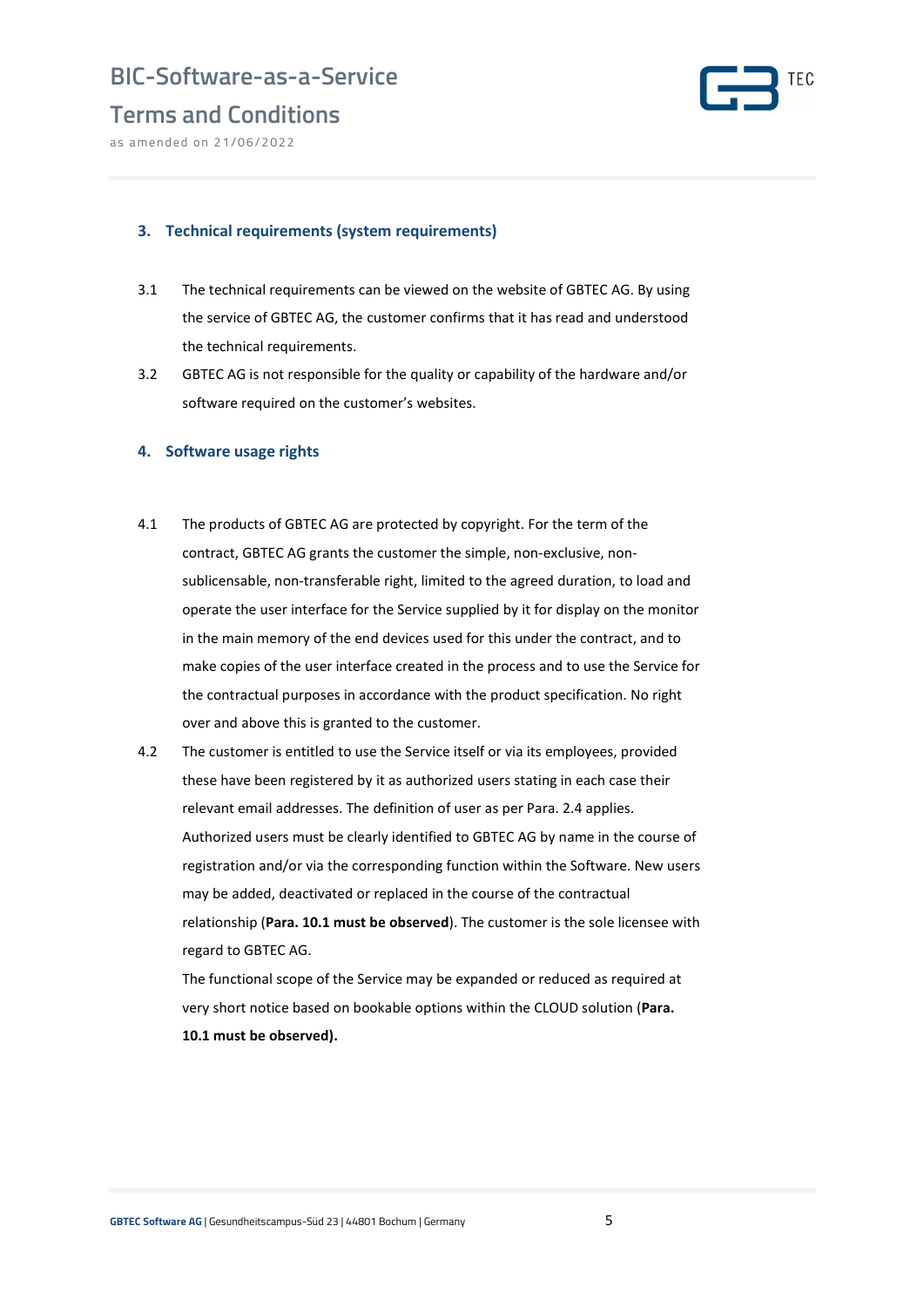## 3. Technical requirements (system requirements)

3.1 The technical requirements can be viewed on the website of GBTEC AG. By using the service of GBTEC AG, the customer confirms that it has read and understood the technical requirements.

3.2 GBTEC AG is not responsible for the quality or capability of the hardware and/or software required on the customer's websites.

## 4. Software usage rights

4.1 The products of GBTEC AG are protected by copyright. For the term of the contract, GBTEC AG grants the customer the simple, non-exclusive, non-sublicensable, non-transferable right, limited to the agreed duration, to load and operate the user interface for the Service supplied by it for display on the monitor in the main memory of the end devices used for this under the contract, and to make copies of the user interface created in the process and to use the Service for the contractual purposes in accordance with the product specification. No right over and above this is granted to the customer.

4.2 The customer is entitled to use the Service itself or via its employees, provided these have been registered by it as authorized users stating in each case their relevant email addresses. The definition of user as per Para. 2.4 applies. Authorized users must be clearly identified to GBTEC AG by name in the course of registration and/or via the corresponding function within the Software. New users may be added, deactivated or replaced in the course of the contractual relationship (**Para. 10.1 must be observed**). The customer is the sole licensee with regard to GBTEC AG.

The functional scope of the Service may be expanded or reduced as required at very short notice based on bookable options within the CLOUD solution (**Para. 10.1 must be observed).**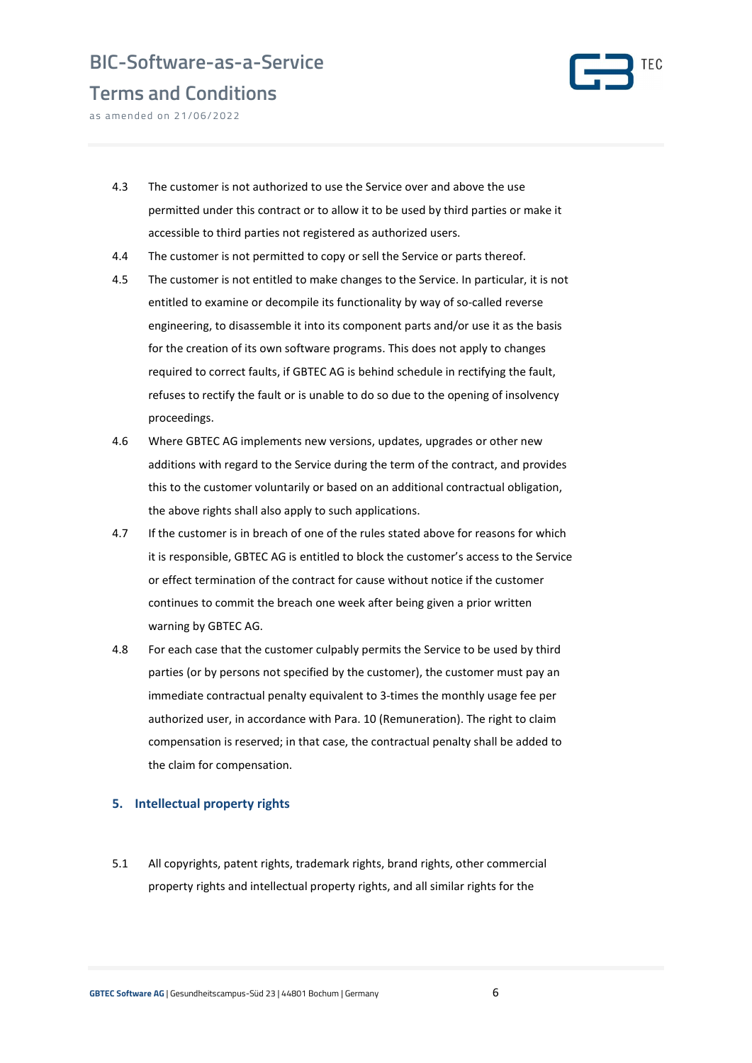4.3 The customer is not authorized to use the Service over and above the use permitted under this contract or to allow it to be used by third parties or make it accessible to third parties not registered as authorized users.

4.4 The customer is not permitted to copy or sell the Service or parts thereof.

4.5 The customer is not entitled to make changes to the Service. In particular, it is not entitled to examine or decompile its functionality by way of so-called reverse engineering, to disassemble it into its component parts and/or use it as the basis for the creation of its own software programs. This does not apply to changes required to correct faults, if GBTEC AG is behind schedule in rectifying the fault, refuses to rectify the fault or is unable to do so due to the opening of insolvency proceedings.

4.6 Where GBTEC AG implements new versions, updates, upgrades or other new additions with regard to the Service during the term of the contract, and provides this to the customer voluntarily or based on an additional contractual obligation, the above rights shall also apply to such applications.

4.7 If the customer is in breach of one of the rules stated above for reasons for which it is responsible, GBTEC AG is entitled to block the customer's access to the Service or effect termination of the contract for cause without notice if the customer continues to commit the breach one week after being given a prior written warning by GBTEC AG.

4.8 For each case that the customer culpably permits the Service to be used by third parties (or by persons not specified by the customer), the customer must pay an immediate contractual penalty equivalent to 3-times the monthly usage fee per authorized user, in accordance with Para. 10 (Remuneration). The right to claim compensation is reserved; in that case, the contractual penalty shall be added to the claim for compensation.

## 5. Intellectual property rights

5.1 All copyrights, patent rights, trademark rights, brand rights, other commercial property rights and intellectual property rights, and all similar rights for the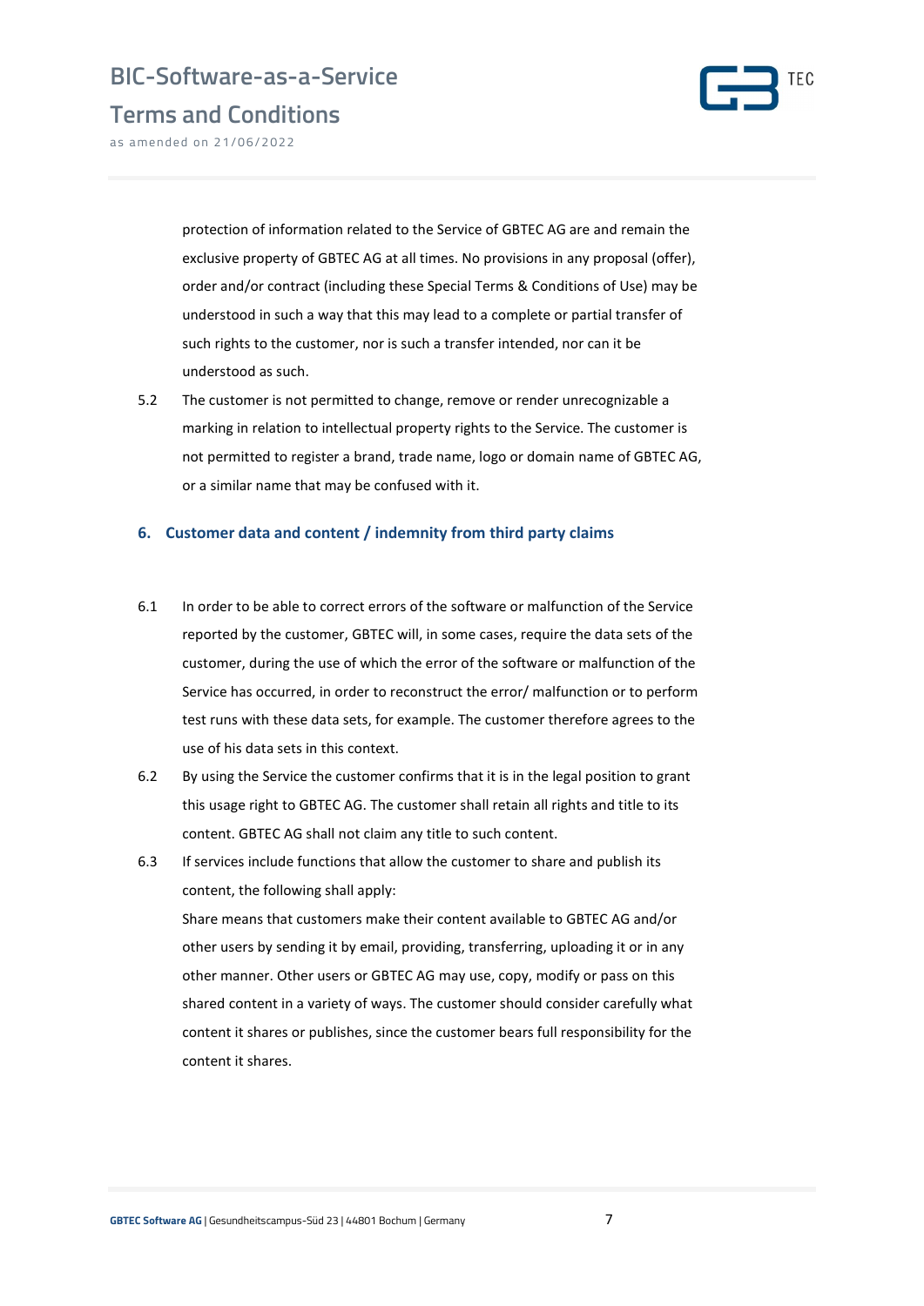protection of information related to the Service of GBTEC AG are and remain the exclusive property of GBTEC AG at all times. No provisions in any proposal (offer), order and/or contract (including these Special Terms & Conditions of Use) may be understood in such a way that this may lead to a complete or partial transfer of such rights to the customer, nor is such a transfer intended, nor can it be understood as such.

5.2 The customer is not permitted to change, remove or render unrecognizable a marking in relation to intellectual property rights to the Service. The customer is not permitted to register a brand, trade name, logo or domain name of GBTEC AG, or a similar name that may be confused with it.

## 6. Customer data and content / indemnity from third party claims

6.1 In order to be able to correct errors of the software or malfunction of the Service reported by the customer, GBTEC will, in some cases, require the data sets of the customer, during the use of which the error of the software or malfunction of the Service has occurred, in order to reconstruct the error/ malfunction or to perform test runs with these data sets, for example. The customer therefore agrees to the use of his data sets in this context.

6.2 By using the Service the customer confirms that it is in the legal position to grant this usage right to GBTEC AG. The customer shall retain all rights and title to its content. GBTEC AG shall not claim any title to such content.

6.3 If services include functions that allow the customer to share and publish its content, the following shall apply:
Share means that customers make their content available to GBTEC AG and/or other users by sending it by email, providing, transferring, uploading it or in any other manner. Other users or GBTEC AG may use, copy, modify or pass on this shared content in a variety of ways. The customer should consider carefully what content it shares or publishes, since the customer bears full responsibility for the content it shares.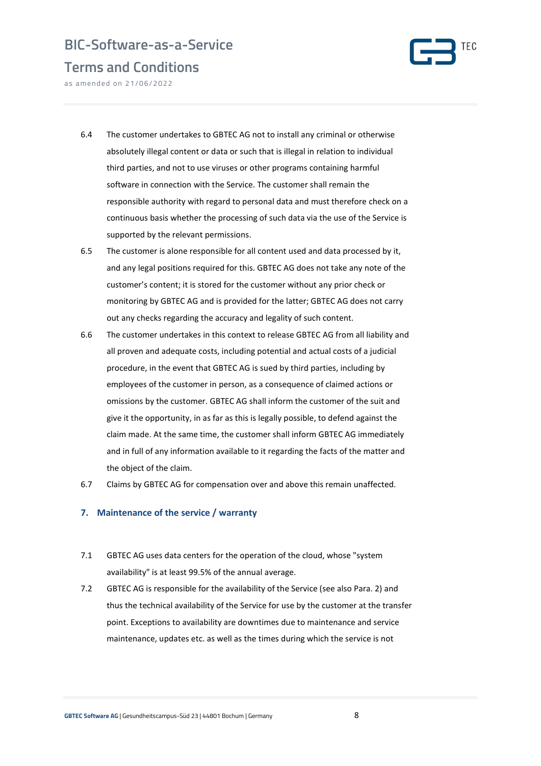6.4 The customer undertakes to GBTEC AG not to install any criminal or otherwise absolutely illegal content or data or such that is illegal in relation to individual third parties, and not to use viruses or other programs containing harmful software in connection with the Service. The customer shall remain the responsible authority with regard to personal data and must therefore check on a continuous basis whether the processing of such data via the use of the Service is supported by the relevant permissions.

6.5 The customer is alone responsible for all content used and data processed by it, and any legal positions required for this. GBTEC AG does not take any note of the customer's content; it is stored for the customer without any prior check or monitoring by GBTEC AG and is provided for the latter; GBTEC AG does not carry out any checks regarding the accuracy and legality of such content.

6.6 The customer undertakes in this context to release GBTEC AG from all liability and all proven and adequate costs, including potential and actual costs of a judicial procedure, in the event that GBTEC AG is sued by third parties, including by employees of the customer in person, as a consequence of claimed actions or omissions by the customer. GBTEC AG shall inform the customer of the suit and give it the opportunity, in as far as this is legally possible, to defend against the claim made. At the same time, the customer shall inform GBTEC AG immediately and in full of any information available to it regarding the facts of the matter and the object of the claim.

6.7 Claims by GBTEC AG for compensation over and above this remain unaffected.

## 7. Maintenance of the service / warranty

7.1 GBTEC AG uses data centers for the operation of the cloud, whose "system availability" is at least 99.5% of the annual average.

7.2 GBTEC AG is responsible for the availability of the Service (see also Para. 2) and thus the technical availability of the Service for use by the customer at the transfer point. Exceptions to availability are downtimes due to maintenance and service maintenance, updates etc. as well as the times during which the service is not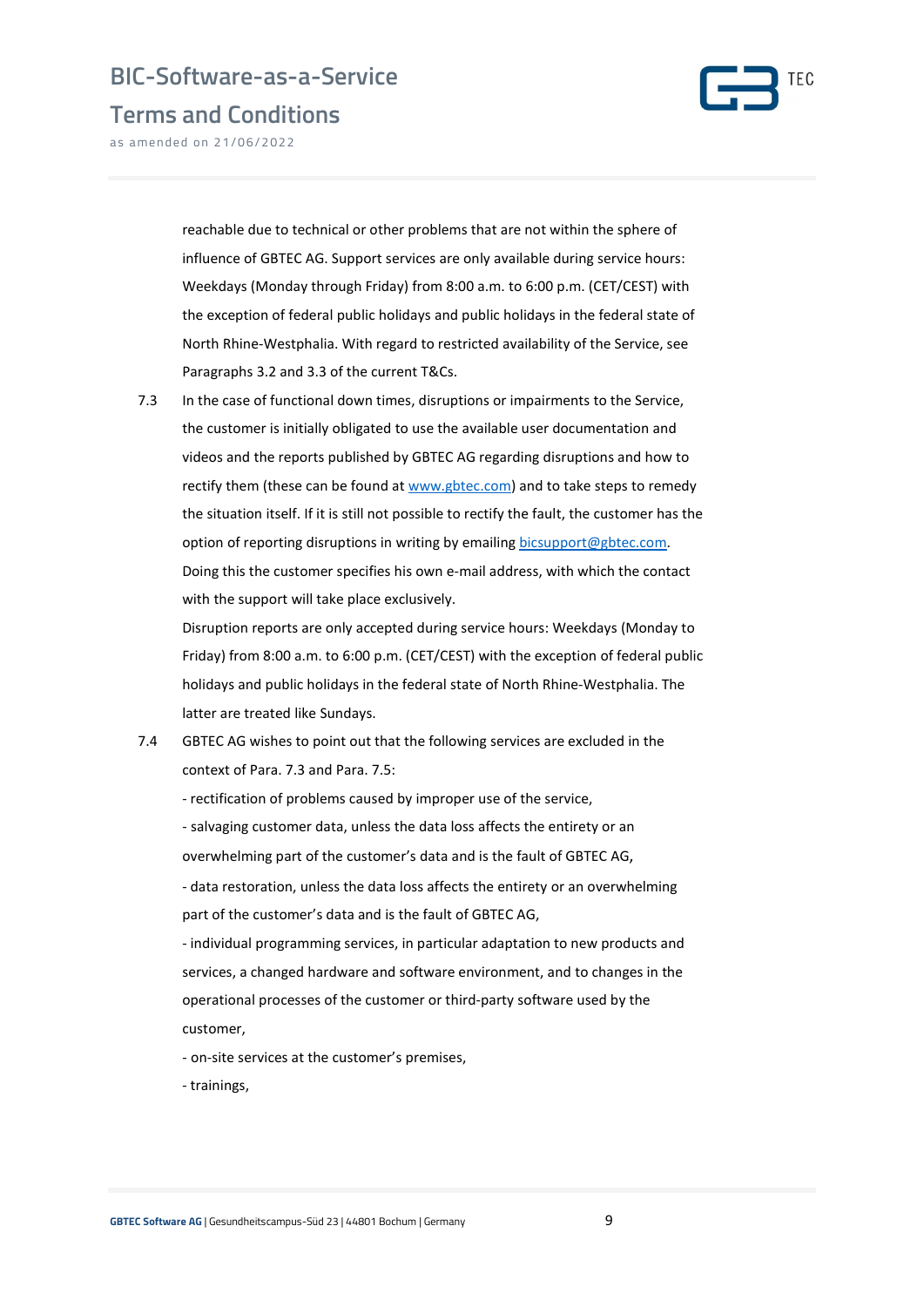reachable due to technical or other problems that are not within the sphere of influence of GBTEC AG. Support services are only available during service hours: Weekdays (Monday through Friday) from 8:00 a.m. to 6:00 p.m. (CET/CEST) with the exception of federal public holidays and public holidays in the federal state of North Rhine-Westphalia. With regard to restricted availability of the Service, see Paragraphs 3.2 and 3.3 of the current T&Cs.

7.3 In the case of functional down times, disruptions or impairments to the Service, the customer is initially obligated to use the available user documentation and videos and the reports published by GBTEC AG regarding disruptions and how to rectify them (these can be found at [www.gbtec.com](www.gbtec.com)) and to take steps to remedy the situation itself. If it is still not possible to rectify the fault, the customer has the option of reporting disruptions in writing by emailing [bicsupport@gbtec.com](mailto:bicsupport@gbtec.com). Doing this the customer specifies his own e-mail address, with which the contact with the support will take place exclusively.

   Disruption reports are only accepted during service hours: Weekdays (Monday to Friday) from 8:00 a.m. to 6:00 p.m. (CET/CEST) with the exception of federal public holidays and public holidays in the federal state of North Rhine-Westphalia. The latter are treated like Sundays.

7.4 GBTEC AG wishes to point out that the following services are excluded in the context of Para. 7.3 and Para. 7.5:

   - rectification of problems caused by improper use of the service,
   - salvaging customer data, unless the data loss affects the entirety or an overwhelming part of the customer's data and is the fault of GBTEC AG,
   - data restoration, unless the data loss affects the entirety or an overwhelming part of the customer's data and is the fault of GBTEC AG,
   - individual programming services, in particular adaptation to new products and services, a changed hardware and software environment, and to changes in the operational processes of the customer or third-party software used by the customer,
   - on-site services at the customer's premises,
   - trainings,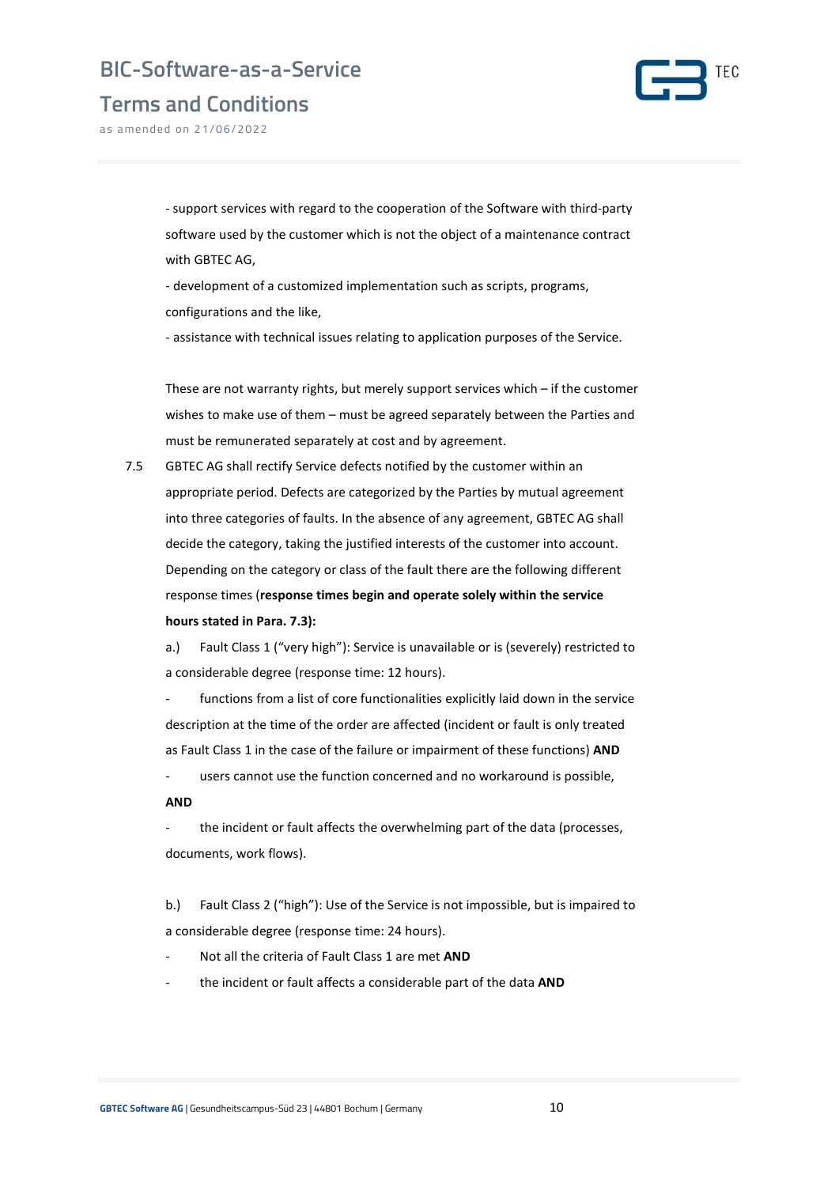- support services with regard to the cooperation of the Software with third-party software used by the customer which is not the object of a maintenance contract with GBTEC AG,

- development of a customized implementation such as scripts, programs, configurations and the like,

- assistance with technical issues relating to application purposes of the Service.

These are not warranty rights, but merely support services which – if the customer wishes to make use of them – must be agreed separately between the Parties and must be remunerated separately at cost and by agreement.

7.5 GBTEC AG shall rectify Service defects notified by the customer within an appropriate period. Defects are categorized by the Parties by mutual agreement into three categories of faults. In the absence of any agreement, GBTEC AG shall decide the category, taking the justified interests of the customer into account. Depending on the category or class of the fault there are the following different response times (**response times begin and operate solely within the service hours stated in Para. 7.3):**

a.) Fault Class 1 ("very high"): Service is unavailable or is (severely) restricted to a considerable degree (response time: 12 hours).

- functions from a list of core functionalities explicitly laid down in the service description at the time of the order are affected (incident or fault is only treated as Fault Class 1 in the case of the failure or impairment of these functions) **AND**
- users cannot use the function concerned and no workaround is possible, **AND**
- the incident or fault affects the overwhelming part of the data (processes, documents, work flows).

b.) Fault Class 2 ("high"): Use of the Service is not impossible, but is impaired to a considerable degree (response time: 24 hours).

- Not all the criteria of Fault Class 1 are met **AND**
- the incident or fault affects a considerable part of the data **AND**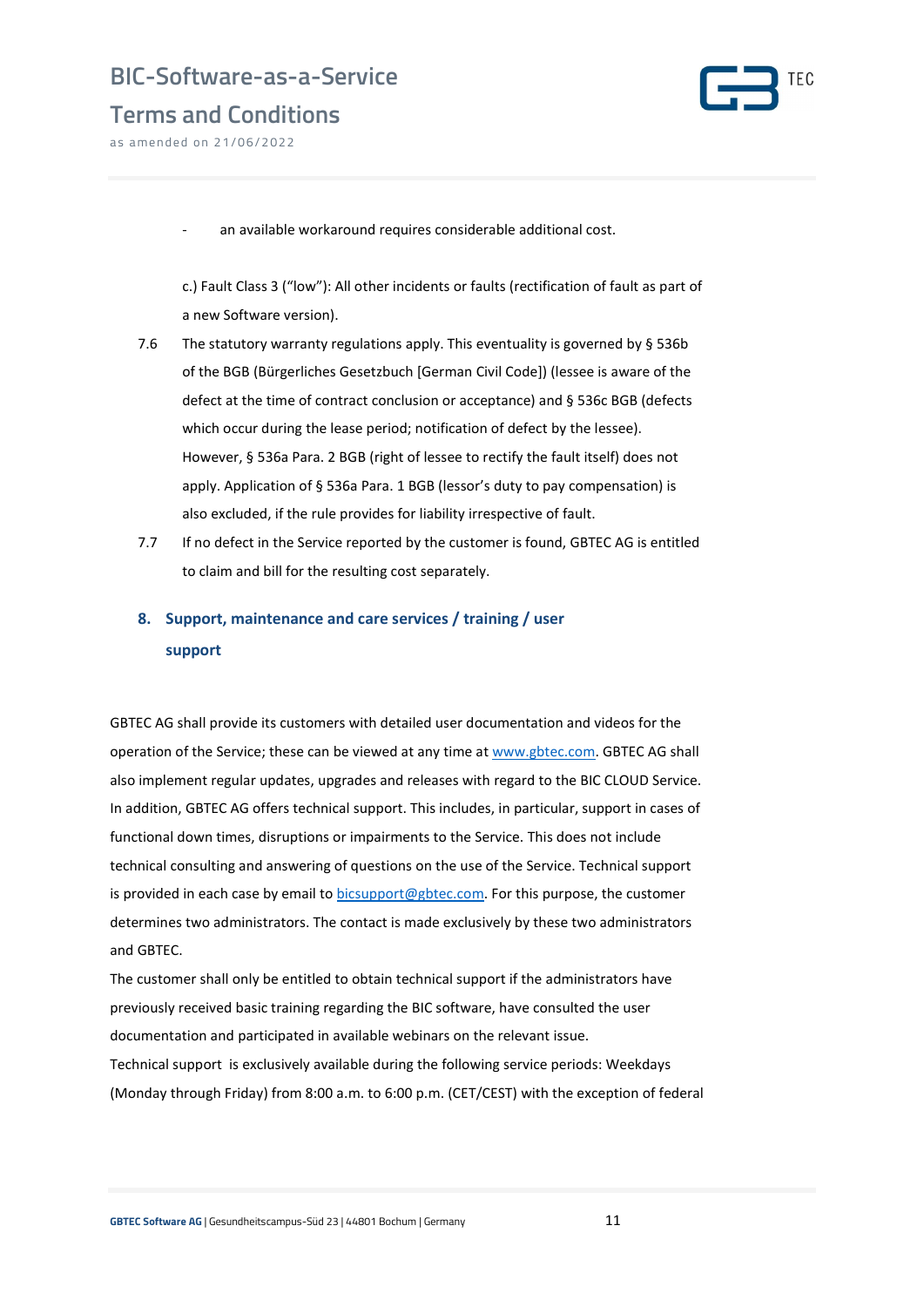- an available workaround requires considerable additional cost.

c.) Fault Class 3 (“low”): All other incidents or faults (rectification of fault as part of a new Software version).

7.6 The statutory warranty regulations apply. This eventuality is governed by § 536b of the BGB (Bürgerliches Gesetzbuch [German Civil Code]) (lessee is aware of the defect at the time of contract conclusion or acceptance) and § 536c BGB (defects which occur during the lease period; notification of defect by the lessee). However, § 536a Para. 2 BGB (right of lessee to rectify the fault itself) does not apply. Application of § 536a Para. 1 BGB (lessor’s duty to pay compensation) is also excluded, if the rule provides for liability irrespective of fault.

7.7 If no defect in the Service reported by the customer is found, GBTEC AG is entitled to claim and bill for the resulting cost separately.

## 8. Support, maintenance and care services / training / user support

GBTEC AG shall provide its customers with detailed user documentation and videos for the operation of the Service; these can be viewed at any time at www.gbtec.com. GBTEC AG shall also implement regular updates, upgrades and releases with regard to the BIC CLOUD Service. In addition, GBTEC AG offers technical support. This includes, in particular, support in cases of functional down times, disruptions or impairments to the Service. This does not include technical consulting and answering of questions on the use of the Service. Technical support is provided in each case by email to bicsupport@gbtec.com. For this purpose, the customer determines two administrators. The contact is made exclusively by these two administrators and GBTEC.

The customer shall only be entitled to obtain technical support if the administrators have previously received basic training regarding the BIC software, have consulted the user documentation and participated in available webinars on the relevant issue.

Technical support is exclusively available during the following service periods: Weekdays (Monday through Friday) from 8:00 a.m. to 6:00 p.m. (CET/CEST) with the exception of federal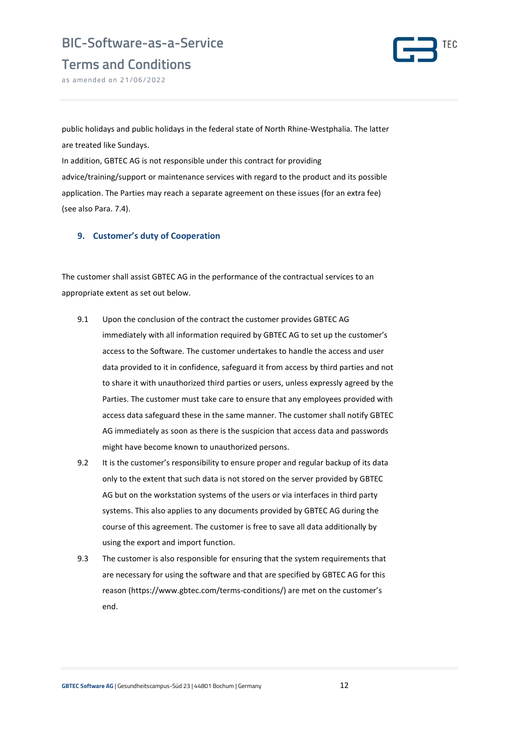public holidays and public holidays in the federal state of North Rhine-Westphalia. The latter are treated like Sundays.

In addition, GBTEC AG is not responsible under this contract for providing advice/training/support or maintenance services with regard to the product and its possible application. The Parties may reach a separate agreement on these issues (for an extra fee) (see also Para. 7.4).

## 9. Customer's duty of Cooperation

The customer shall assist GBTEC AG in the performance of the contractual services to an appropriate extent as set out below.

9.1 Upon the conclusion of the contract the customer provides GBTEC AG immediately with all information required by GBTEC AG to set up the customer's access to the Software. The customer undertakes to handle the access and user data provided to it in confidence, safeguard it from access by third parties and not to share it with unauthorized third parties or users, unless expressly agreed by the Parties. The customer must take care to ensure that any employees provided with access data safeguard these in the same manner. The customer shall notify GBTEC AG immediately as soon as there is the suspicion that access data and passwords might have become known to unauthorized persons.

9.2 It is the customer's responsibility to ensure proper and regular backup of its data only to the extent that such data is not stored on the server provided by GBTEC AG but on the workstation systems of the users or via interfaces in third party systems. This also applies to any documents provided by GBTEC AG during the course of this agreement. The customer is free to save all data additionally by using the export and import function.

9.3 The customer is also responsible for ensuring that the system requirements that are necessary for using the software and that are specified by GBTEC AG for this reason (https://www.gbtec.com/terms-conditions/) are met on the customer's end.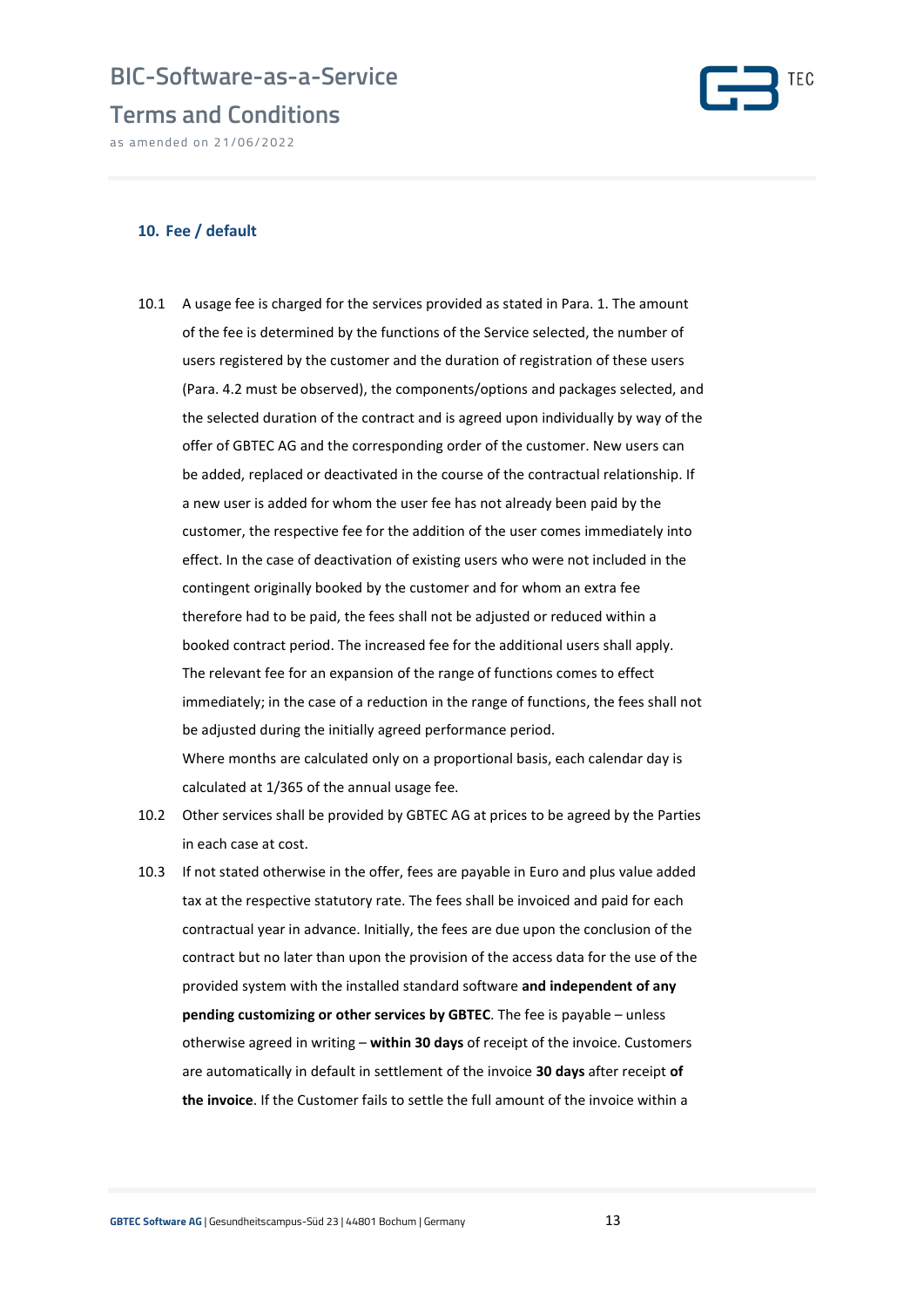## 10. Fee / default

10.1 A usage fee is charged for the services provided as stated in Para. 1. The amount of the fee is determined by the functions of the Service selected, the number of users registered by the customer and the duration of registration of these users (Para. 4.2 must be observed), the components/options and packages selected, and the selected duration of the contract and is agreed upon individually by way of the offer of GBTEC AG and the corresponding order of the customer. New users can be added, replaced or deactivated in the course of the contractual relationship. If a new user is added for whom the user fee has not already been paid by the customer, the respective fee for the addition of the user comes immediately into effect. In the case of deactivation of existing users who were not included in the contingent originally booked by the customer and for whom an extra fee therefore had to be paid, the fees shall not be adjusted or reduced within a booked contract period. The increased fee for the additional users shall apply. The relevant fee for an expansion of the range of functions comes to effect immediately; in the case of a reduction in the range of functions, the fees shall not be adjusted during the initially agreed performance period.
Where months are calculated only on a proportional basis, each calendar day is calculated at 1/365 of the annual usage fee.

10.2 Other services shall be provided by GBTEC AG at prices to be agreed by the Parties in each case at cost.

10.3 If not stated otherwise in the offer, fees are payable in Euro and plus value added tax at the respective statutory rate. The fees shall be invoiced and paid for each contractual year in advance. Initially, the fees are due upon the conclusion of the contract but no later than upon the provision of the access data for the use of the provided system with the installed standard software **and independent of any pending customizing or other services by GBTEC**. The fee is payable – unless otherwise agreed in writing – **within 30 days** of receipt of the invoice. Customers are automatically in default in settlement of the invoice **30 days** after receipt **of the invoice**. If the Customer fails to settle the full amount of the invoice within a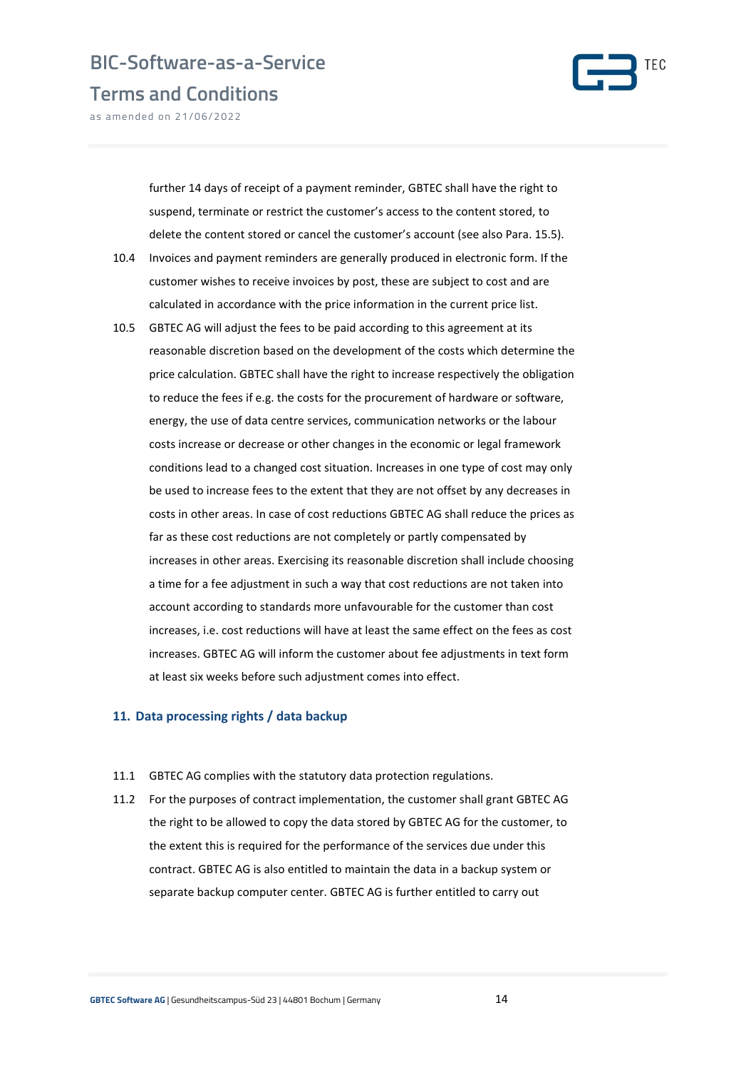further 14 days of receipt of a payment reminder, GBTEC shall have the right to suspend, terminate or restrict the customer's access to the content stored, to delete the content stored or cancel the customer's account (see also Para. 15.5).

10.4 Invoices and payment reminders are generally produced in electronic form. If the customer wishes to receive invoices by post, these are subject to cost and are calculated in accordance with the price information in the current price list.

10.5 GBTEC AG will adjust the fees to be paid according to this agreement at its reasonable discretion based on the development of the costs which determine the price calculation. GBTEC shall have the right to increase respectively the obligation to reduce the fees if e.g. the costs for the procurement of hardware or software, energy, the use of data centre services, communication networks or the labour costs increase or decrease or other changes in the economic or legal framework conditions lead to a changed cost situation. Increases in one type of cost may only be used to increase fees to the extent that they are not offset by any decreases in costs in other areas. In case of cost reductions GBTEC AG shall reduce the prices as far as these cost reductions are not completely or partly compensated by increases in other areas. Exercising its reasonable discretion shall include choosing a time for a fee adjustment in such a way that cost reductions are not taken into account according to standards more unfavourable for the customer than cost increases, i.e. cost reductions will have at least the same effect on the fees as cost increases. GBTEC AG will inform the customer about fee adjustments in text form at least six weeks before such adjustment comes into effect.

## 11. Data processing rights / data backup

11.1 GBTEC AG complies with the statutory data protection regulations.

11.2 For the purposes of contract implementation, the customer shall grant GBTEC AG the right to be allowed to copy the data stored by GBTEC AG for the customer, to the extent this is required for the performance of the services due under this contract. GBTEC AG is also entitled to maintain the data in a backup system or separate backup computer center. GBTEC AG is further entitled to carry out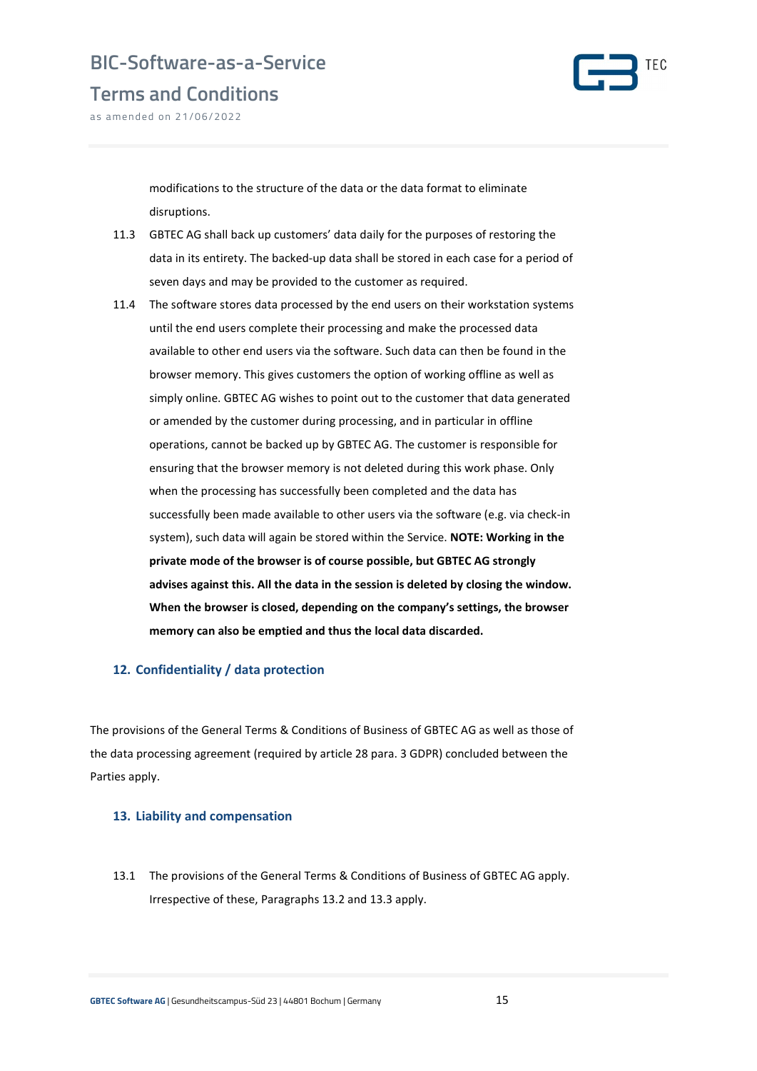modifications to the structure of the data or the data format to eliminate disruptions.

11.3 GBTEC AG shall back up customers' data daily for the purposes of restoring the data in its entirety. The backed-up data shall be stored in each case for a period of seven days and may be provided to the customer as required.

11.4 The software stores data processed by the end users on their workstation systems until the end users complete their processing and make the processed data available to other end users via the software. Such data can then be found in the browser memory. This gives customers the option of working offline as well as simply online. GBTEC AG wishes to point out to the customer that data generated or amended by the customer during processing, and in particular in offline operations, cannot be backed up by GBTEC AG. The customer is responsible for ensuring that the browser memory is not deleted during this work phase. Only when the processing has successfully been completed and the data has successfully been made available to other users via the software (e.g. via check-in system), such data will again be stored within the Service. **NOTE: Working in the private mode of the browser is of course possible, but GBTEC AG strongly advises against this. All the data in the session is deleted by closing the window. When the browser is closed, depending on the company's settings, the browser memory can also be emptied and thus the local data discarded.**

## 12. Confidentiality / data protection

The provisions of the General Terms & Conditions of Business of GBTEC AG as well as those of the data processing agreement (required by article 28 para. 3 GDPR) concluded between the Parties apply.

## 13. Liability and compensation

13.1 The provisions of the General Terms & Conditions of Business of GBTEC AG apply. Irrespective of these, Paragraphs 13.2 and 13.3 apply.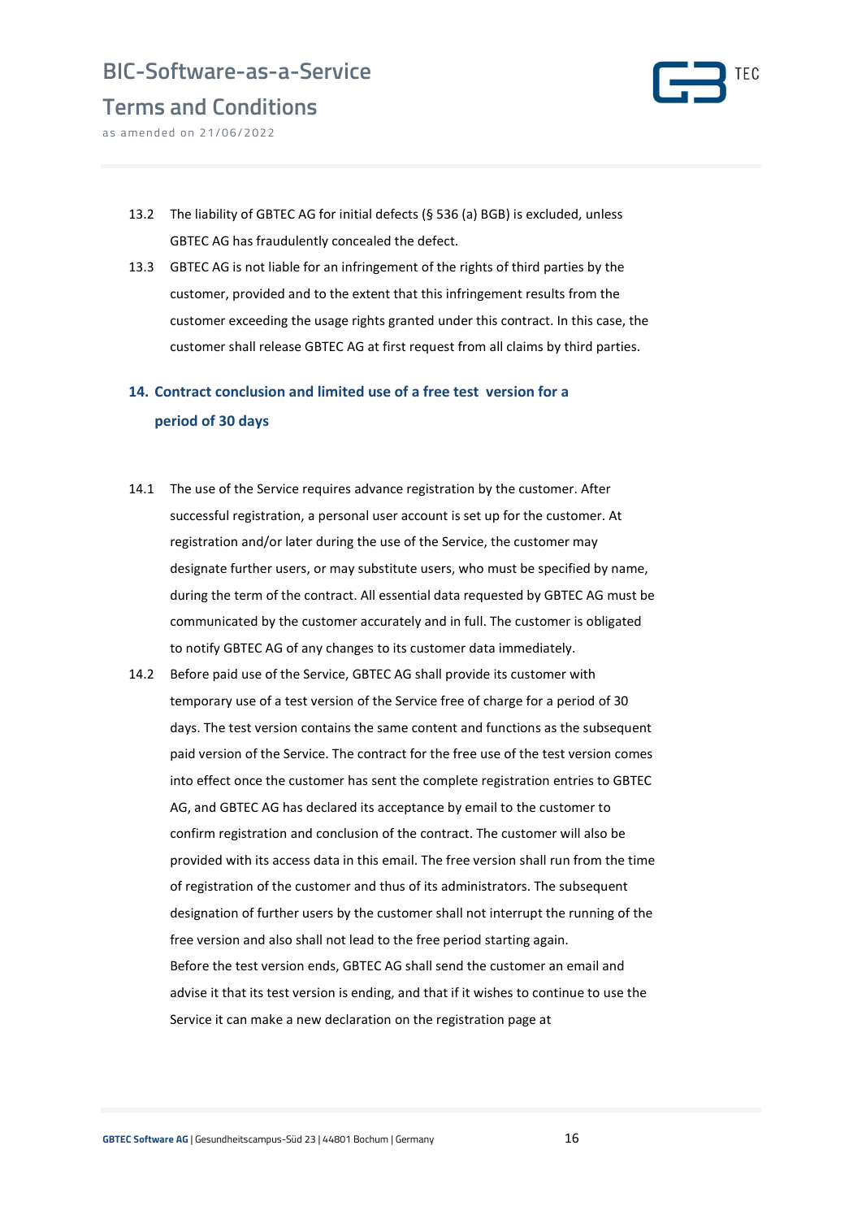13.2 The liability of GBTEC AG for initial defects (§ 536 (a) BGB) is excluded, unless GBTEC AG has fraudulently concealed the defect.

13.3 GBTEC AG is not liable for an infringement of the rights of third parties by the customer, provided and to the extent that this infringement results from the customer exceeding the usage rights granted under this contract. In this case, the customer shall release GBTEC AG at first request from all claims by third parties.

## 14. Contract conclusion and limited use of a free test version for a period of 30 days

14.1 The use of the Service requires advance registration by the customer. After successful registration, a personal user account is set up for the customer. At registration and/or later during the use of the Service, the customer may designate further users, or may substitute users, who must be specified by name, during the term of the contract. All essential data requested by GBTEC AG must be communicated by the customer accurately and in full. The customer is obligated to notify GBTEC AG of any changes to its customer data immediately.

14.2 Before paid use of the Service, GBTEC AG shall provide its customer with temporary use of a test version of the Service free of charge for a period of 30 days. The test version contains the same content and functions as the subsequent paid version of the Service. The contract for the free use of the test version comes into effect once the customer has sent the complete registration entries to GBTEC AG, and GBTEC AG has declared its acceptance by email to the customer to confirm registration and conclusion of the contract. The customer will also be provided with its access data in this email. The free version shall run from the time of registration of the customer and thus of its administrators. The subsequent designation of further users by the customer shall not interrupt the running of the free version and also shall not lead to the free period starting again.
Before the test version ends, GBTEC AG shall send the customer an email and advise it that its test version is ending, and that if it wishes to continue to use the Service it can make a new declaration on the registration page at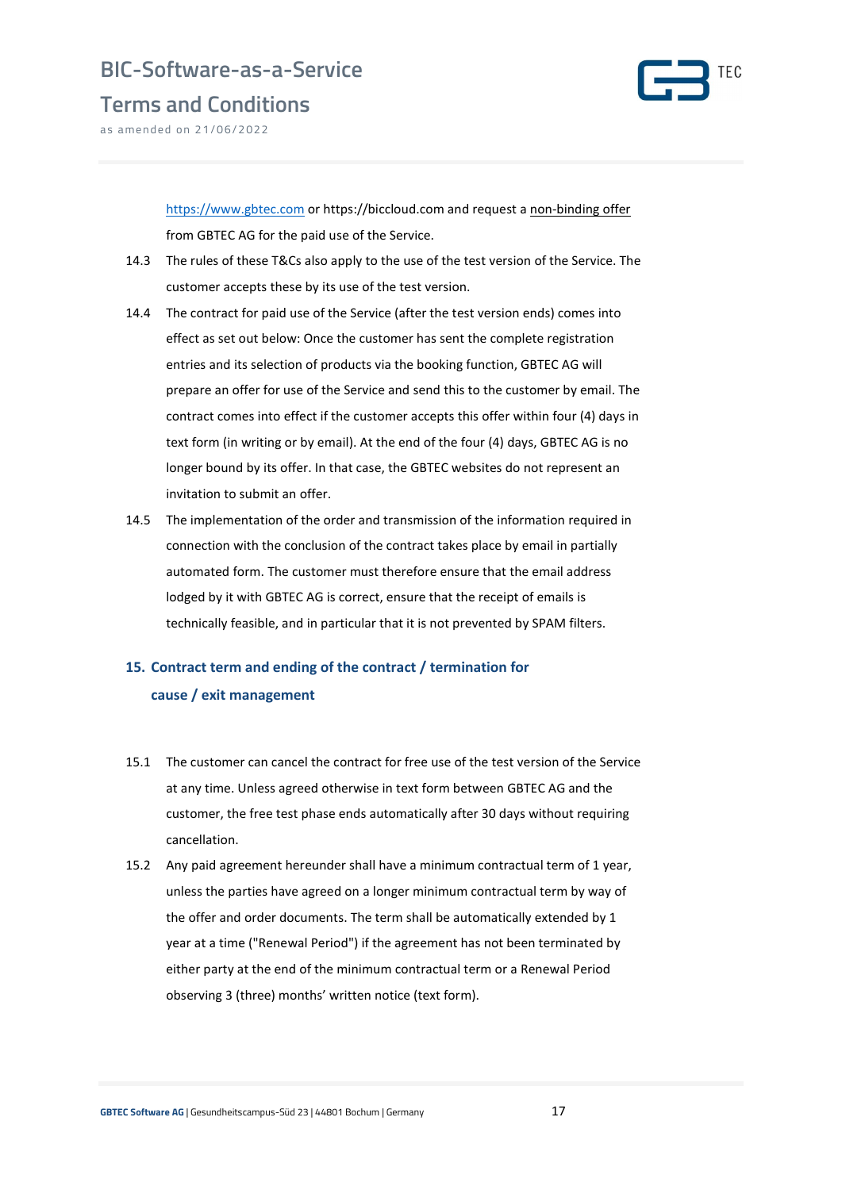https://www.gbtec.com or https://biccloud.com and request a non-binding offer from GBTEC AG for the paid use of the Service.

14.3 The rules of these T&Cs also apply to the use of the test version of the Service. The customer accepts these by its use of the test version.

14.4 The contract for paid use of the Service (after the test version ends) comes into effect as set out below: Once the customer has sent the complete registration entries and its selection of products via the booking function, GBTEC AG will prepare an offer for use of the Service and send this to the customer by email. The contract comes into effect if the customer accepts this offer within four (4) days in text form (in writing or by email). At the end of the four (4) days, GBTEC AG is no longer bound by its offer. In that case, the GBTEC websites do not represent an invitation to submit an offer.

14.5 The implementation of the order and transmission of the information required in connection with the conclusion of the contract takes place by email in partially automated form. The customer must therefore ensure that the email address lodged by it with GBTEC AG is correct, ensure that the receipt of emails is technically feasible, and in particular that it is not prevented by SPAM filters.

## 15. Contract term and ending of the contract / termination for cause / exit management

15.1 The customer can cancel the contract for free use of the test version of the Service at any time. Unless agreed otherwise in text form between GBTEC AG and the customer, the free test phase ends automatically after 30 days without requiring cancellation.

15.2 Any paid agreement hereunder shall have a minimum contractual term of 1 year, unless the parties have agreed on a longer minimum contractual term by way of the offer and order documents. The term shall be automatically extended by 1 year at a time ("Renewal Period") if the agreement has not been terminated by either party at the end of the minimum contractual term or a Renewal Period observing 3 (three) months' written notice (text form).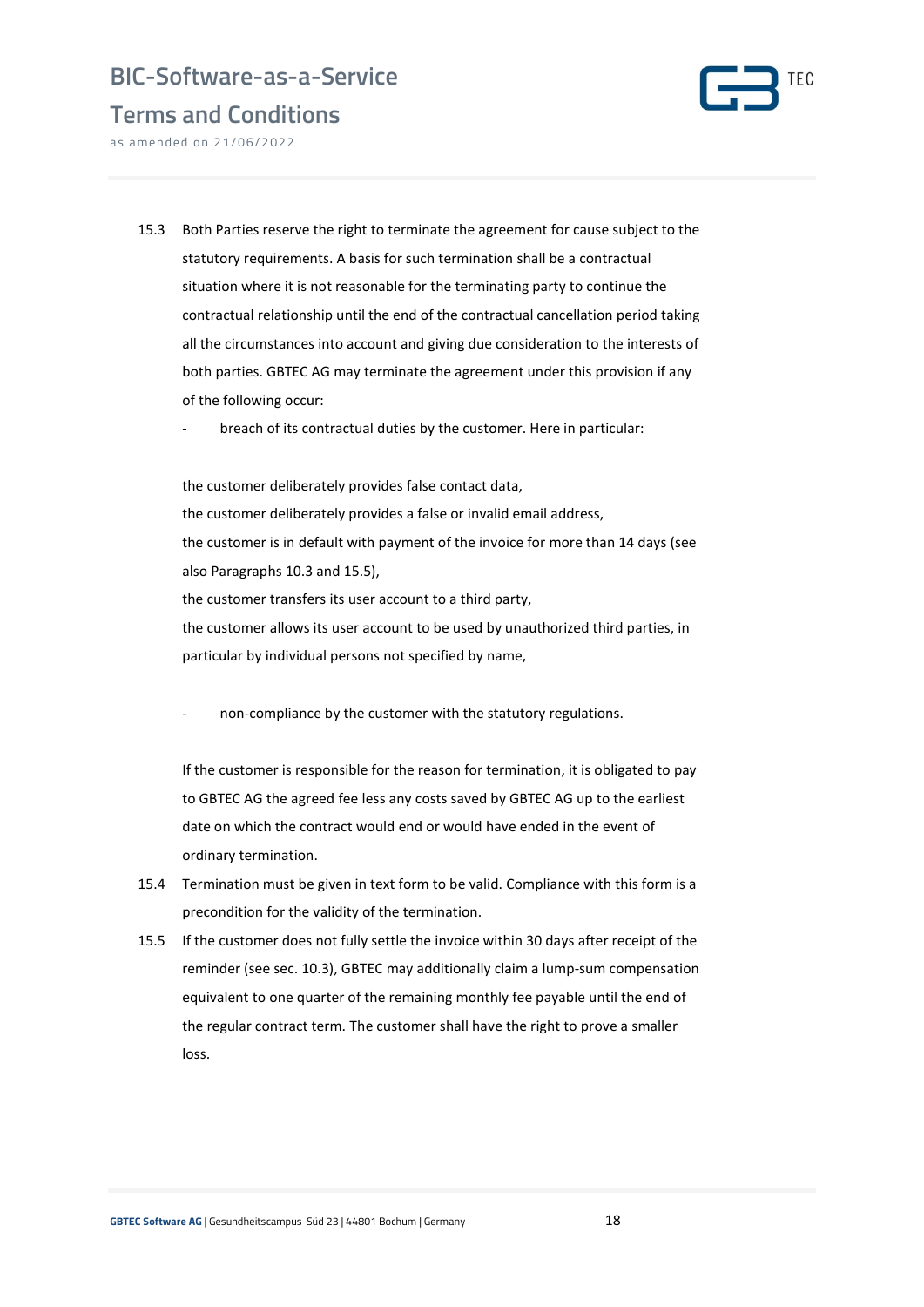15.3 Both Parties reserve the right to terminate the agreement for cause subject to the statutory requirements. A basis for such termination shall be a contractual situation where it is not reasonable for the terminating party to continue the contractual relationship until the end of the contractual cancellation period taking all the circumstances into account and giving due consideration to the interests of both parties. GBTEC AG may terminate the agreement under this provision if any of the following occur:

- breach of its contractual duties by the customer. Here in particular:

  the customer deliberately provides false contact data,
  the customer deliberately provides a false or invalid email address,
  the customer is in default with payment of the invoice for more than 14 days (see also Paragraphs 10.3 and 15.5),
  the customer transfers its user account to a third party,
  the customer allows its user account to be used by unauthorized third parties, in particular by individual persons not specified by name,

- non-compliance by the customer with the statutory regulations.

If the customer is responsible for the reason for termination, it is obligated to pay to GBTEC AG the agreed fee less any costs saved by GBTEC AG up to the earliest date on which the contract would end or would have ended in the event of ordinary termination.

15.4 Termination must be given in text form to be valid. Compliance with this form is a precondition for the validity of the termination.

15.5 If the customer does not fully settle the invoice within 30 days after receipt of the reminder (see sec. 10.3), GBTEC may additionally claim a lump-sum compensation equivalent to one quarter of the remaining monthly fee payable until the end of the regular contract term. The customer shall have the right to prove a smaller loss.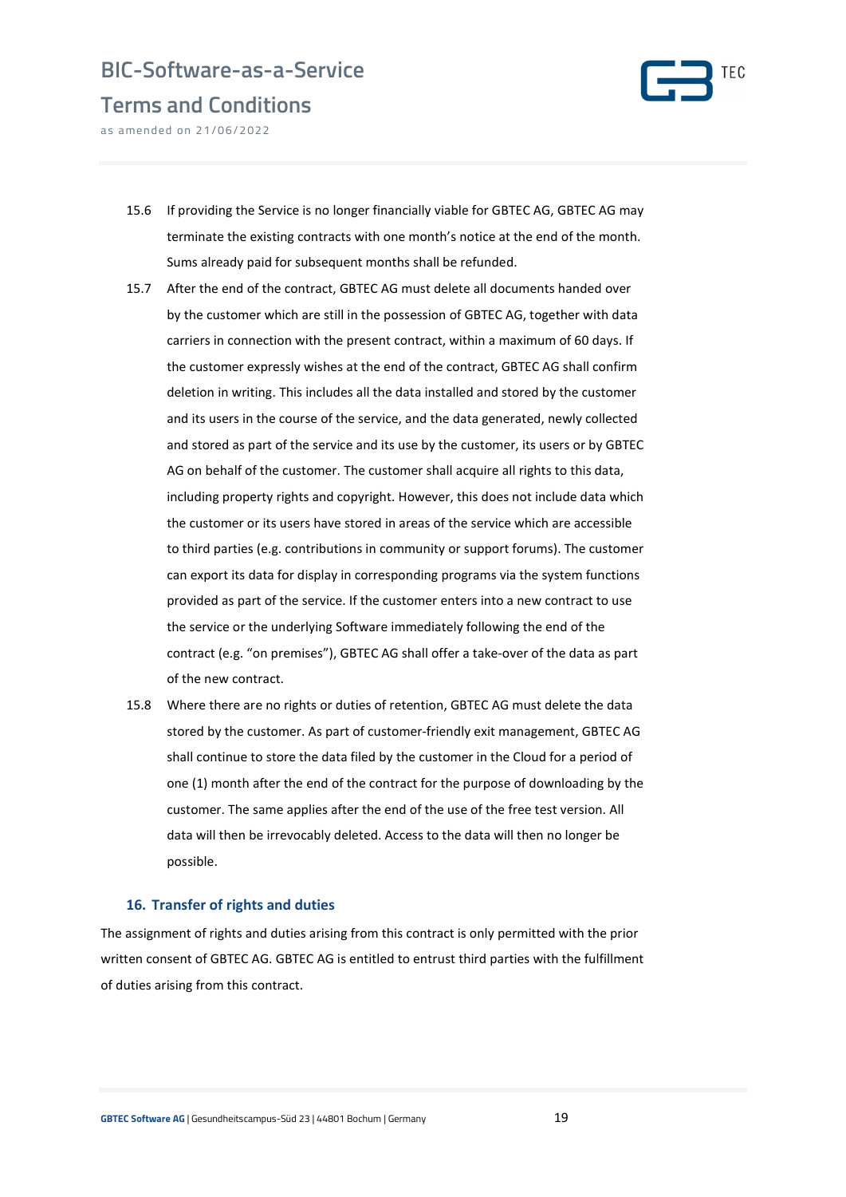15.6 If providing the Service is no longer financially viable for GBTEC AG, GBTEC AG may terminate the existing contracts with one month's notice at the end of the month. Sums already paid for subsequent months shall be refunded.

15.7 After the end of the contract, GBTEC AG must delete all documents handed over by the customer which are still in the possession of GBTEC AG, together with data carriers in connection with the present contract, within a maximum of 60 days. If the customer expressly wishes at the end of the contract, GBTEC AG shall confirm deletion in writing. This includes all the data installed and stored by the customer and its users in the course of the service, and the data generated, newly collected and stored as part of the service and its use by the customer, its users or by GBTEC AG on behalf of the customer. The customer shall acquire all rights to this data, including property rights and copyright. However, this does not include data which the customer or its users have stored in areas of the service which are accessible to third parties (e.g. contributions in community or support forums). The customer can export its data for display in corresponding programs via the system functions provided as part of the service. If the customer enters into a new contract to use the service or the underlying Software immediately following the end of the contract (e.g. "on premises"), GBTEC AG shall offer a take-over of the data as part of the new contract.

15.8 Where there are no rights or duties of retention, GBTEC AG must delete the data stored by the customer. As part of customer-friendly exit management, GBTEC AG shall continue to store the data filed by the customer in the Cloud for a period of one (1) month after the end of the contract for the purpose of downloading by the customer. The same applies after the end of the use of the free test version. All data will then be irrevocably deleted. Access to the data will then no longer be possible.

## 16. Transfer of rights and duties

The assignment of rights and duties arising from this contract is only permitted with the prior written consent of GBTEC AG. GBTEC AG is entitled to entrust third parties with the fulfillment of duties arising from this contract.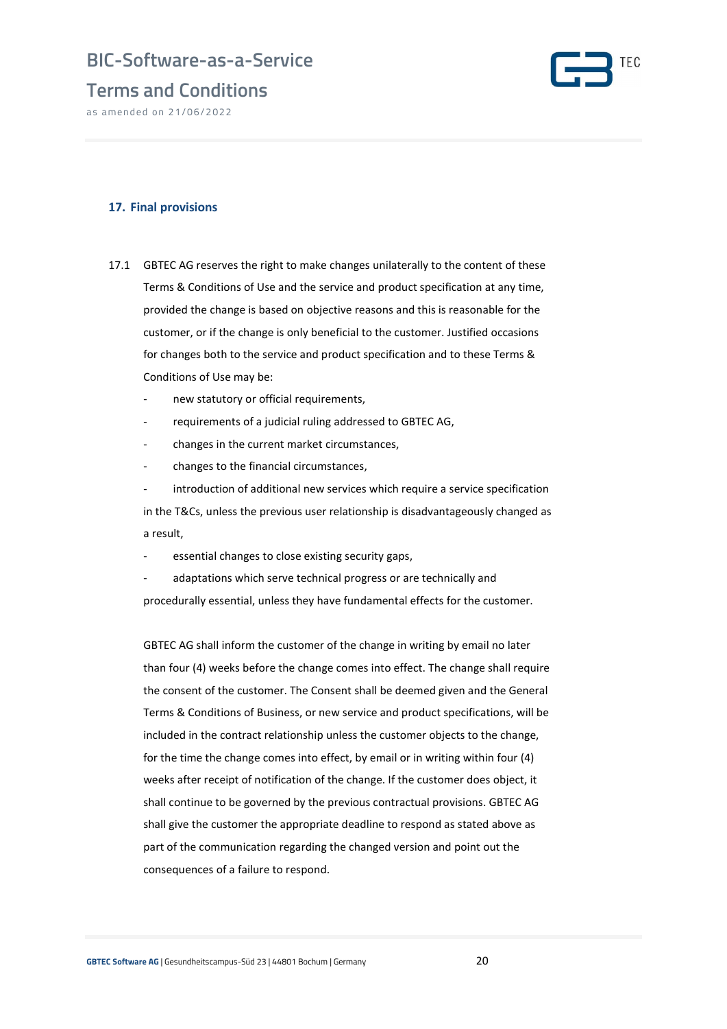## 17. Final provisions

17.1 GBTEC AG reserves the right to make changes unilaterally to the content of these Terms & Conditions of Use and the service and product specification at any time, provided the change is based on objective reasons and this is reasonable for the customer, or if the change is only beneficial to the customer. Justified occasions for changes both to the service and product specification and to these Terms & Conditions of Use may be:

- new statutory or official requirements,
- requirements of a judicial ruling addressed to GBTEC AG,
- changes in the current market circumstances,
- changes to the financial circumstances,
- introduction of additional new services which require a service specification in the T&Cs, unless the previous user relationship is disadvantageously changed as a result,
- essential changes to close existing security gaps,
- adaptations which serve technical progress or are technically and procedurally essential, unless they have fundamental effects for the customer.

GBTEC AG shall inform the customer of the change in writing by email no later than four (4) weeks before the change comes into effect. The change shall require the consent of the customer. The Consent shall be deemed given and the General Terms & Conditions of Business, or new service and product specifications, will be included in the contract relationship unless the customer objects to the change, for the time the change comes into effect, by email or in writing within four (4) weeks after receipt of notification of the change. If the customer does object, it shall continue to be governed by the previous contractual provisions. GBTEC AG shall give the customer the appropriate deadline to respond as stated above as part of the communication regarding the changed version and point out the consequences of a failure to respond.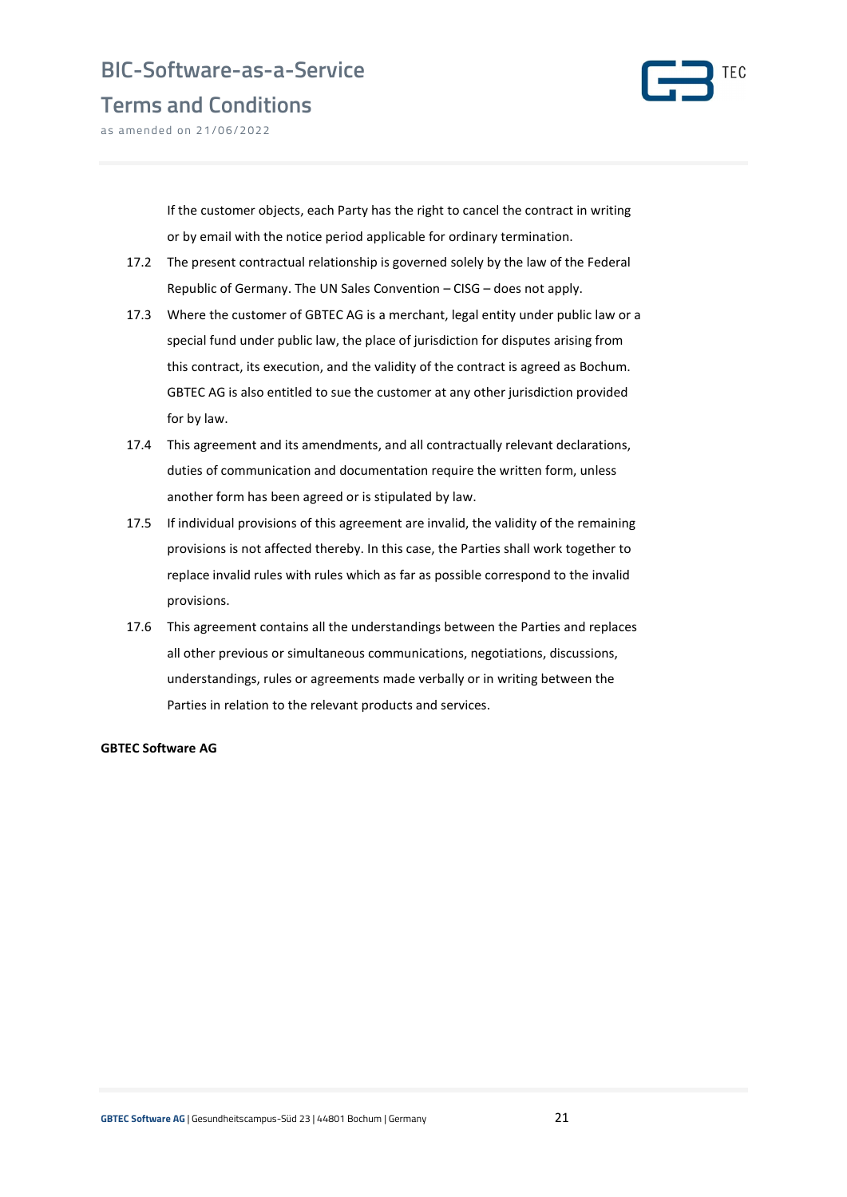If the customer objects, each Party has the right to cancel the contract in writing or by email with the notice period applicable for ordinary termination.

17.2 The present contractual relationship is governed solely by the law of the Federal Republic of Germany. The UN Sales Convention – CISG – does not apply.

17.3 Where the customer of GBTEC AG is a merchant, legal entity under public law or a special fund under public law, the place of jurisdiction for disputes arising from this contract, its execution, and the validity of the contract is agreed as Bochum. GBTEC AG is also entitled to sue the customer at any other jurisdiction provided for by law.

17.4 This agreement and its amendments, and all contractually relevant declarations, duties of communication and documentation require the written form, unless another form has been agreed or is stipulated by law.

17.5 If individual provisions of this agreement are invalid, the validity of the remaining provisions is not affected thereby. In this case, the Parties shall work together to replace invalid rules with rules which as far as possible correspond to the invalid provisions.

17.6 This agreement contains all the understandings between the Parties and replaces all other previous or simultaneous communications, negotiations, discussions, understandings, rules or agreements made verbally or in writing between the Parties in relation to the relevant products and services.

**GBTEC Software AG**